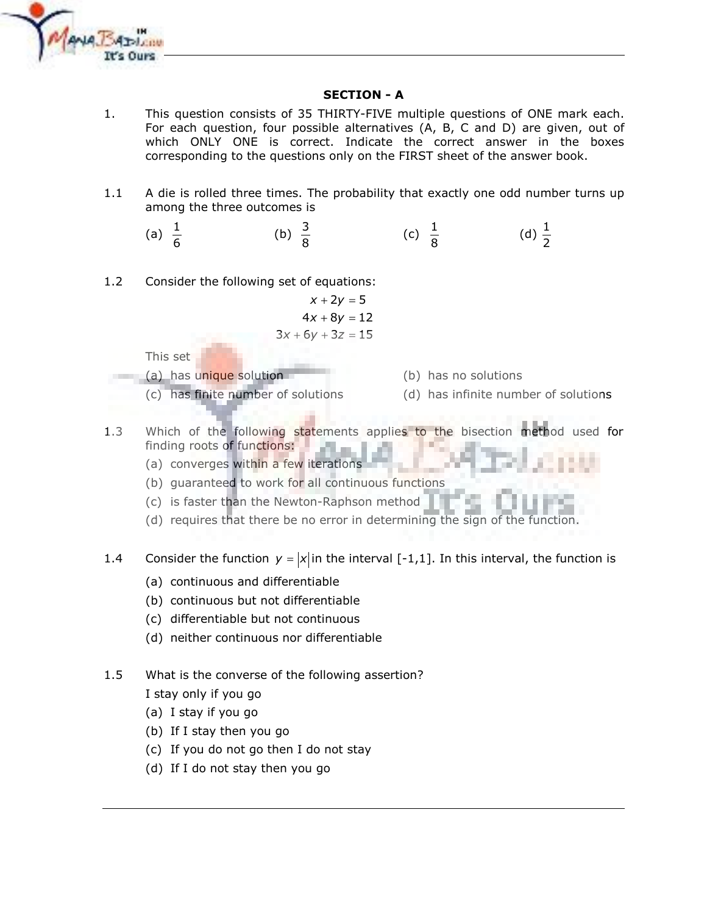## SECTION - A

1. This question consists of 35 THIRTY-FIVE multiple questions of ONE mark each. For each question, four possible alternatives (A, B, C and D) are given, out of which ONLY ONE is correct. Indicate the correct answer in the boxes corresponding to the questions only on the FIRST sheet of the answer book.

1.1 A die is rolled three times. The probability that exactly one odd number turns up among the three outcomes is

(a) $\frac{1}{6}$ (b) $\frac{3}{8}$ (c) $\frac{1}{8}$ (d) $\frac{1}{2}$

1.2 Consider the following set of equations:

$$x + 2y = 5$$
$$4x + 8y = 12$$
$$3x + 6y + 3z = 15$$

This set

(a) has unique solution
(b) has no solutions
(c) has finite number of solutions
(d) has infinite number of solutions

1.3 Which of the following statements applies to the bisection method used for finding roots of functions:

(a) converges within a few iterations
(b) guaranteed to work for all continuous functions
(c) is faster than the Newton-Raphson method
(d) requires that there be no error in determining the sign of the function.

1.4 Consider the function $y = |x|$ in the interval [-1,1]. In this interval, the function is

(a) continuous and differentiable
(b) continuous but not differentiable
(c) differentiable but not continuous
(d) neither continuous nor differentiable

1.5 What is the converse of the following assertion?

I stay only if you go

(a) I stay if you go
(b) If I stay then you go
(c) If you do not go then I do not stay
(d) If I do not stay then you go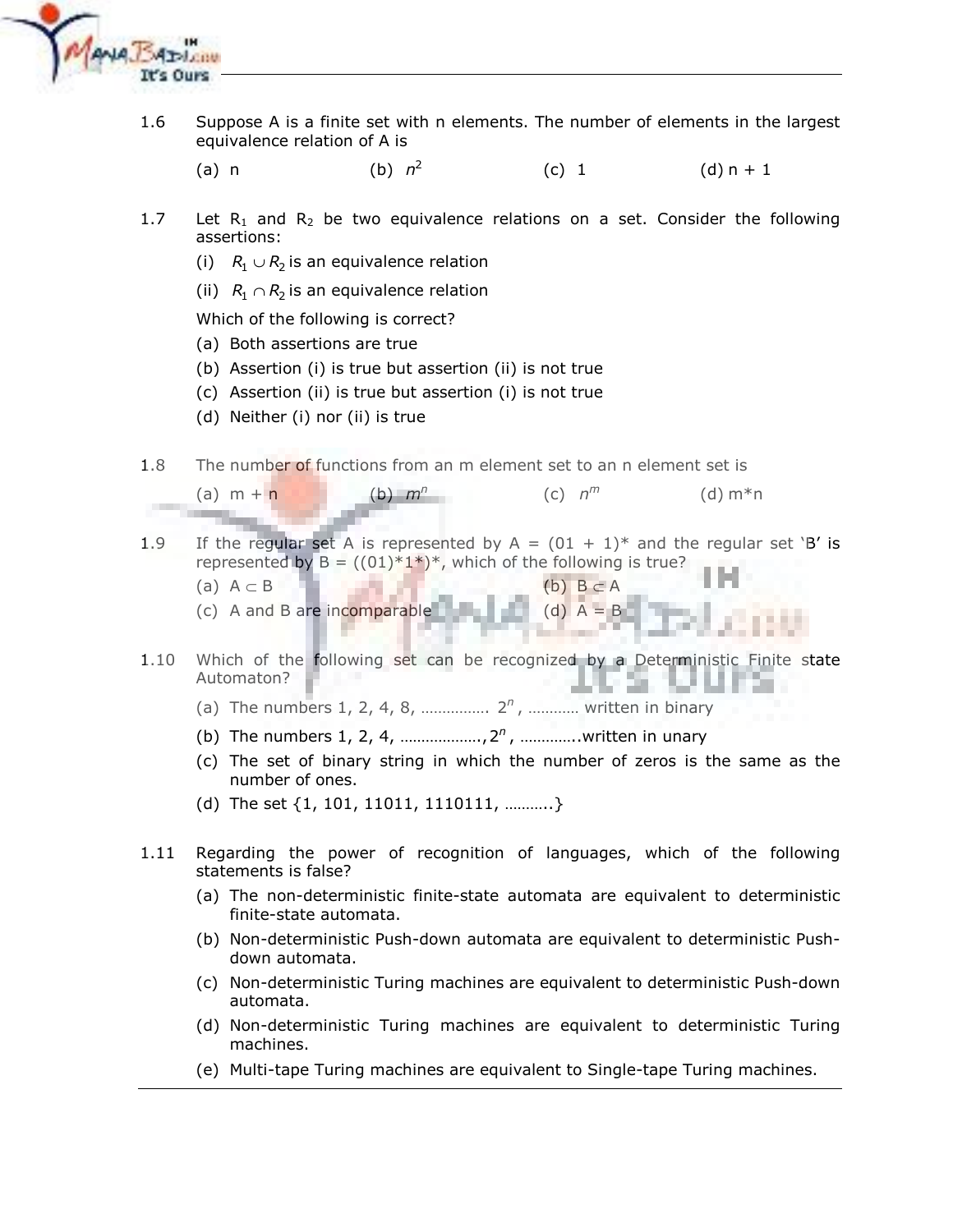1.6 Suppose A is a finite set with n elements. The number of elements in the largest equivalence relation of A is

(a) n (b) $n^2$ (c) 1 (d) n + 1

1.7 Let $R_1$ and $R_2$ be two equivalence relations on a set. Consider the following assertions:

(i) $R_1 \cup R_2$ is an equivalence relation

(ii) $R_1 \cap R_2$ is an equivalence relation

Which of the following is correct?

(a) Both assertions are true

(b) Assertion (i) is true but assertion (ii) is not true

(c) Assertion (ii) is true but assertion (i) is not true

(d) Neither (i) nor (ii) is true

1.8 The number of functions from an m element set to an n element set is

(a) m + n (b) $m^n$ (c) $n^m$ (d) m*n

1.9 If the regular set A is represented by A = (01 + 1)* and the regular set 'B' is represented by B = ((01)*1*)*, which of the following is true?

(a) $A \subset B$ (b) $B \subset A$

(c) A and B are incomparable (d) A = B

1.10 Which of the following set can be recognized by a Deterministic Finite state Automaton?

(a) The numbers 1, 2, 4, 8, ……………. $2^n$, ………… written in binary

(b) The numbers 1, 2, 4, ………………., $2^n$, …………..written in unary

(c) The set of binary string in which the number of zeros is the same as the number of ones.

(d) The set {1, 101, 11011, 1110111, ………..}

1.11 Regarding the power of recognition of languages, which of the following statements is false?

(a) The non-deterministic finite-state automata are equivalent to deterministic finite-state automata.

(b) Non-deterministic Push-down automata are equivalent to deterministic Push-down automata.

(c) Non-deterministic Turing machines are equivalent to deterministic Push-down automata.

(d) Non-deterministic Turing machines are equivalent to deterministic Turing machines.

(e) Multi-tape Turing machines are equivalent to Single-tape Turing machines.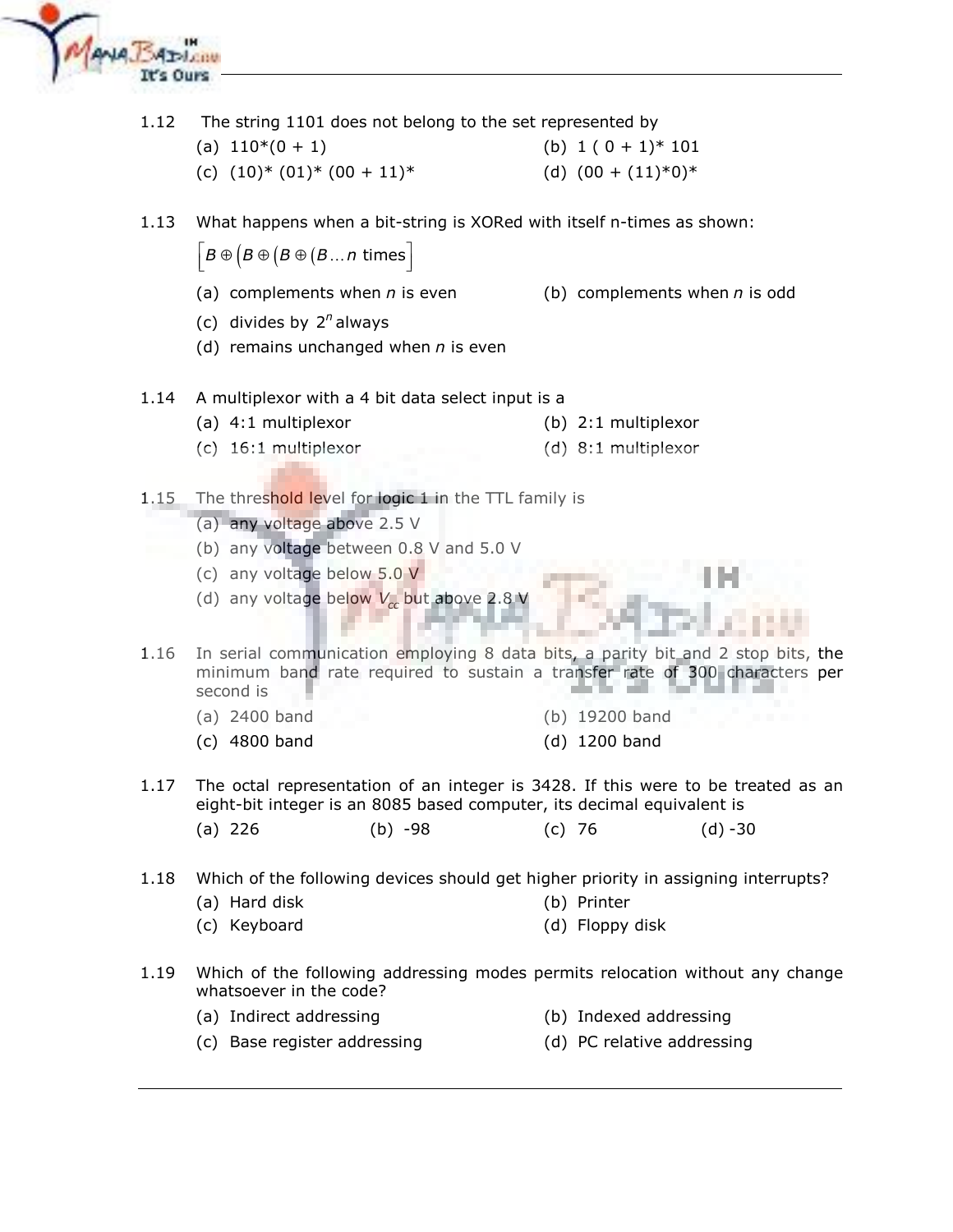1.12 The string 1101 does not belong to the set represented by

(a) 110*(0 + 1) (b) 1 ( 0 + 1)* 101

(c) (10)* (01)* (00 + 11)* (d) (00 + (11)*0)*

1.13 What happens when a bit-string is XORed with itself n-times as shown:

$\left[B \oplus \left(B \oplus \left(B \oplus \left(B \ldots n \text{ times}\right]\right.\right.\right.$

(a) complements when $n$ is even (b) complements when $n$ is odd

(c) divides by $2^n$ always

(d) remains unchanged when $n$ is even

1.14 A multiplexor with a 4 bit data select input is a

(a) 4:1 multiplexor (b) 2:1 multiplexor

(c) 16:1 multiplexor (d) 8:1 multiplexor

1.15 The threshold level for logic 1 in the TTL family is

(a) any voltage above 2.5 V

(b) any voltage between 0.8 V and 5.0 V

(c) any voltage below 5.0 V

(d) any voltage below $V_{cc}$ but above 2.8 V

1.16 In serial communication employing 8 data bits, a parity bit and 2 stop bits, the minimum band rate required to sustain a transfer rate of 300 characters per second is

(a) 2400 band (b) 19200 band

(c) 4800 band (d) 1200 band

1.17 The octal representation of an integer is 3428. If this were to be treated as an eight-bit integer is an 8085 based computer, its decimal equivalent is

(a) 226 (b) -98 (c) 76 (d) -30

1.18 Which of the following devices should get higher priority in assigning interrupts?

(a) Hard disk (b) Printer

(c) Keyboard (d) Floppy disk

1.19 Which of the following addressing modes permits relocation without any change whatsoever in the code?

(a) Indirect addressing (b) Indexed addressing

(c) Base register addressing (d) PC relative addressing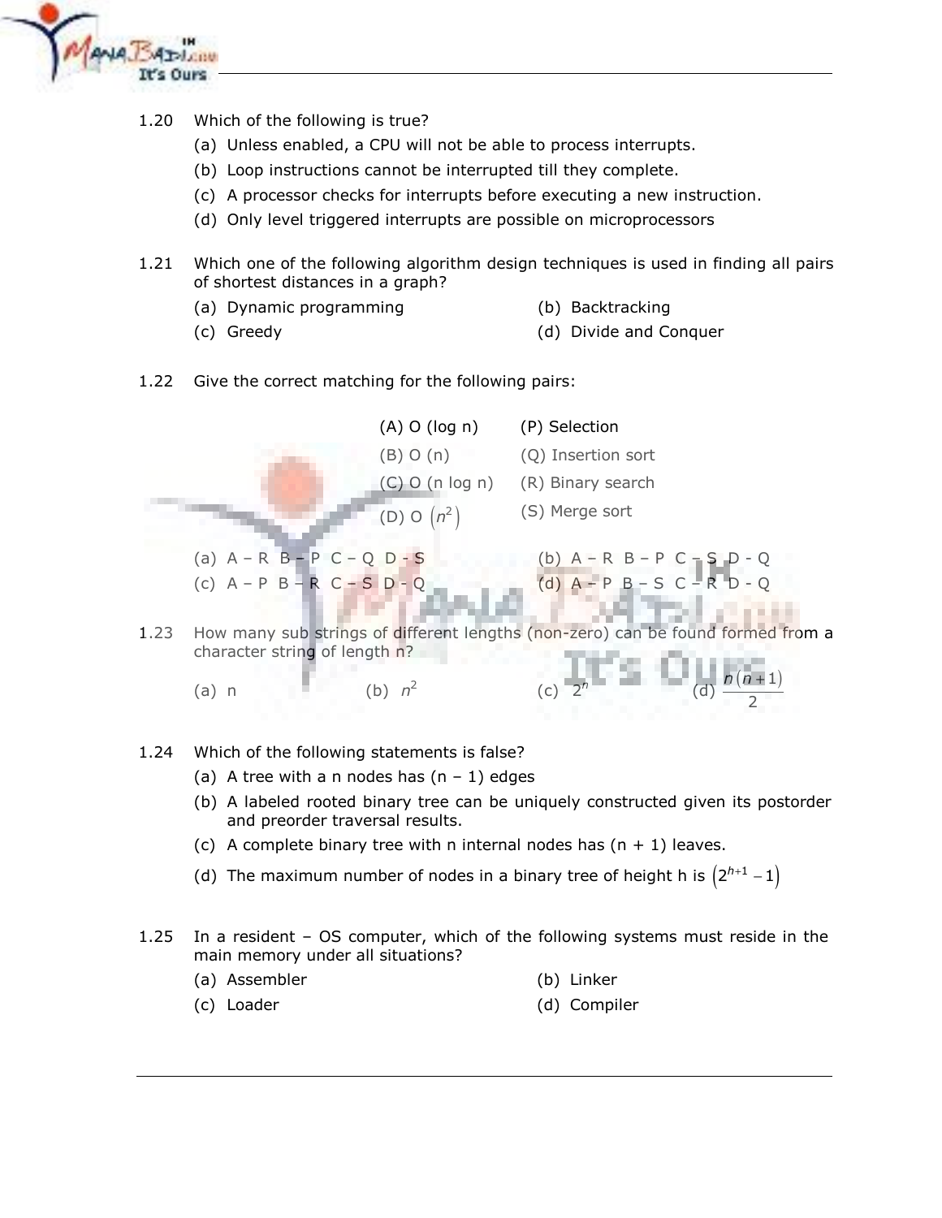1.20 Which of the following is true?

(a) Unless enabled, a CPU will not be able to process interrupts.

(b) Loop instructions cannot be interrupted till they complete.

(c) A processor checks for interrupts before executing a new instruction.

(d) Only level triggered interrupts are possible on microprocessors

1.21 Which one of the following algorithm design techniques is used in finding all pairs of shortest distances in a graph?

(a) Dynamic programming  (b) Backtracking

(c) Greedy  (d) Divide and Conquer

1.22 Give the correct matching for the following pairs:

| | |
|---|---|
| (A) O (log n) | (P) Selection |
| (B) O (n) | (Q) Insertion sort |
| (C) O (n log n) | (R) Binary search |
| (D) O $(n^2)$ | (S) Merge sort |

(a) A – R  B – P  C – Q  D - S  (b) A – R  B – P  C – S  D - Q

(c) A – P  B – R  C – S  D - Q  (d) A – P  B – S  C – R  D - Q

1.23 How many sub strings of different lengths (non-zero) can be found formed from a character string of length n?

(a) n  (b) $n^2$  (c) $2^n$  (d) $\frac{n(n+1)}{2}$

1.24 Which of the following statements is false?

(a) A tree with a n nodes has (n – 1) edges

(b) A labeled rooted binary tree can be uniquely constructed given its postorder and preorder traversal results.

(c) A complete binary tree with n internal nodes has (n + 1) leaves.

(d) The maximum number of nodes in a binary tree of height h is $\left(2^{h+1} - 1\right)$

1.25 In a resident – OS computer, which of the following systems must reside in the main memory under all situations?

(a) Assembler  (b) Linker

(c) Loader  (d) Compiler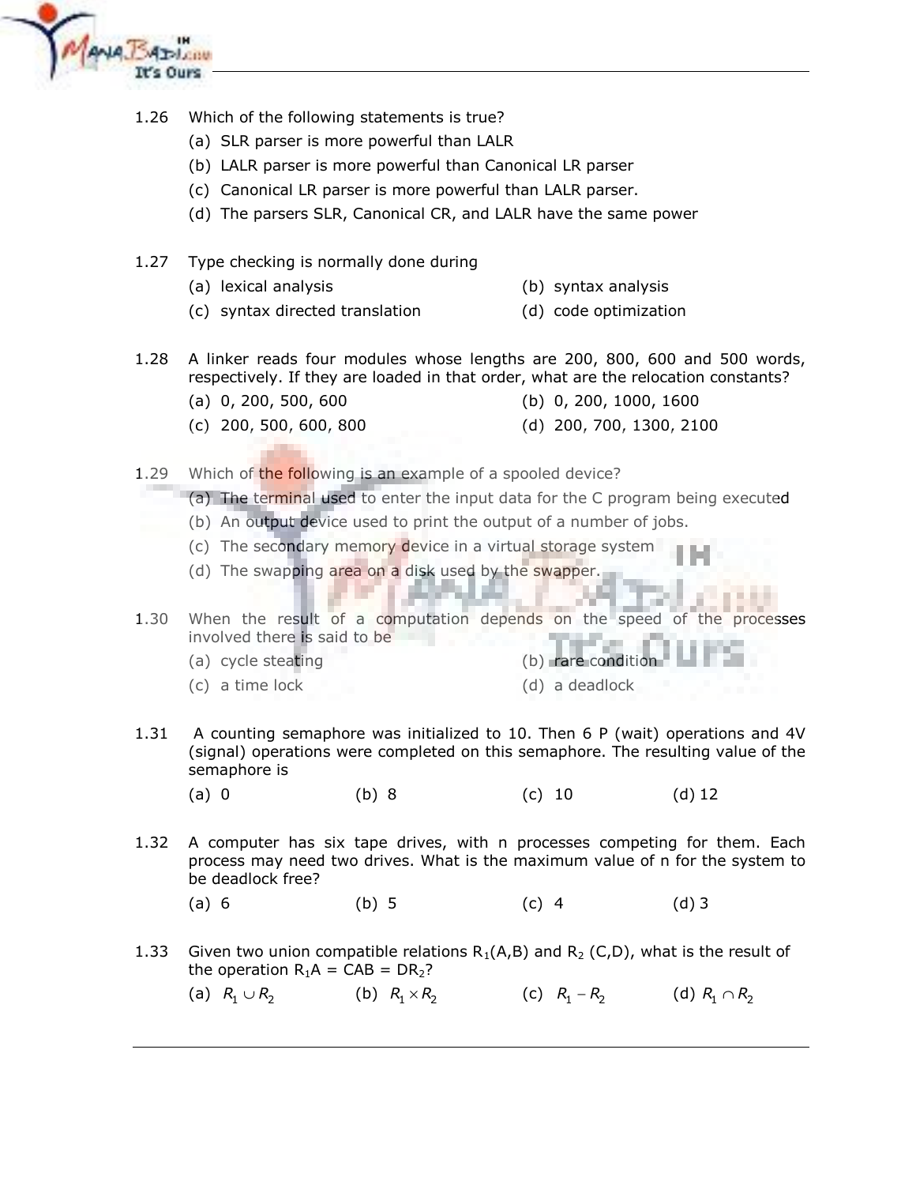1.26 Which of the following statements is true?

(a) SLR parser is more powerful than LALR
(b) LALR parser is more powerful than Canonical LR parser
(c) Canonical LR parser is more powerful than LALR parser.
(d) The parsers SLR, Canonical CR, and LALR have the same power

1.27 Type checking is normally done during

(a) lexical analysis
(b) syntax analysis
(c) syntax directed translation
(d) code optimization

1.28 A linker reads four modules whose lengths are 200, 800, 600 and 500 words, respectively. If they are loaded in that order, what are the relocation constants?

(a) 0, 200, 500, 600
(b) 0, 200, 1000, 1600
(c) 200, 500, 600, 800
(d) 200, 700, 1300, 2100

1.29 Which of the following is an example of a spooled device?

(a) The terminal used to enter the input data for the C program being executed
(b) An output device used to print the output of a number of jobs.
(c) The secondary memory device in a virtual storage system
(d) The swapping area on a disk used by the swapper.

1.30 When the result of a computation depends on the speed of the processes involved there is said to be

(a) cycle stealing
(b) rare condition
(c) a time lock
(d) a deadlock

1.31 A counting semaphore was initialized to 10. Then 6 P (wait) operations and 4V (signal) operations were completed on this semaphore. The resulting value of the semaphore is

(a) 0
(b) 8
(c) 10
(d) 12

1.32 A computer has six tape drives, with n processes competing for them. Each process may need two drives. What is the maximum value of n for the system to be deadlock free?

(a) 6
(b) 5
(c) 4
(d) 3

1.33 Given two union compatible relations $R_1$(A,B) and $R_2$ (C,D), what is the result of the operation $R_1$A = CAB = D$R_2$?

(a) $R_1 \cup R_2$
(b) $R_1 \times R_2$
(c) $R_1 - R_2$
(d) $R_1 \cap R_2$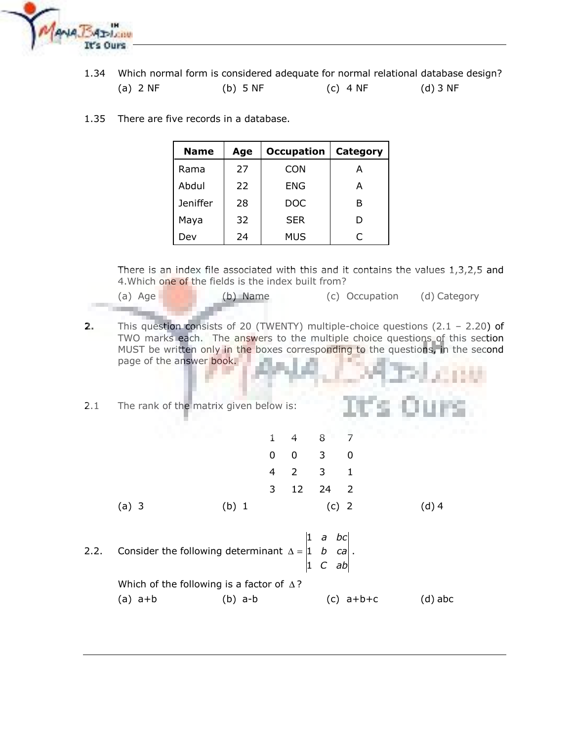1.34 Which normal form is considered adequate for normal relational database design?

(a) 2 NF (b) 5 NF (c) 4 NF (d) 3 NF

1.35 There are five records in a database.

| Name | Age | Occupation | Category |
|---|---|---|---|
| Rama | 27 | CON | A |
| Abdul | 22 | ENG | A |
| Jeniffer | 28 | DOC | B |
| Maya | 32 | SER | D |
| Dev | 24 | MUS | C |

There is an index file associated with this and it contains the values 1,3,2,5 and 4.Which one of the fields is the index built from?

(a) Age (b) Name (c) Occupation (d) Category

**2.** This question consists of 20 (TWENTY) multiple-choice questions (2.1 – 2.20) of TWO marks each. The answers to the multiple choice questions of this section MUST be written only in the boxes corresponding to the questions, in the second page of the answer book.

2.1 The rank of the matrix given below is:

$$\begin{matrix} 1 & 4 & 8 & 7 \\ 0 & 0 & 3 & 0 \\ 4 & 2 & 3 & 1 \\ 3 & 12 & 24 & 2 \end{matrix}$$

(a) 3 (b) 1 (c) 2 (d) 4

2.2. Consider the following determinant $\Delta = \begin{vmatrix} 1 & a & bc \\ 1 & b & ca \\ 1 & C & ab \end{vmatrix}$.

Which of the following is a factor of $\Delta$?

(a) a+b (b) a-b (c) a+b+c (d) abc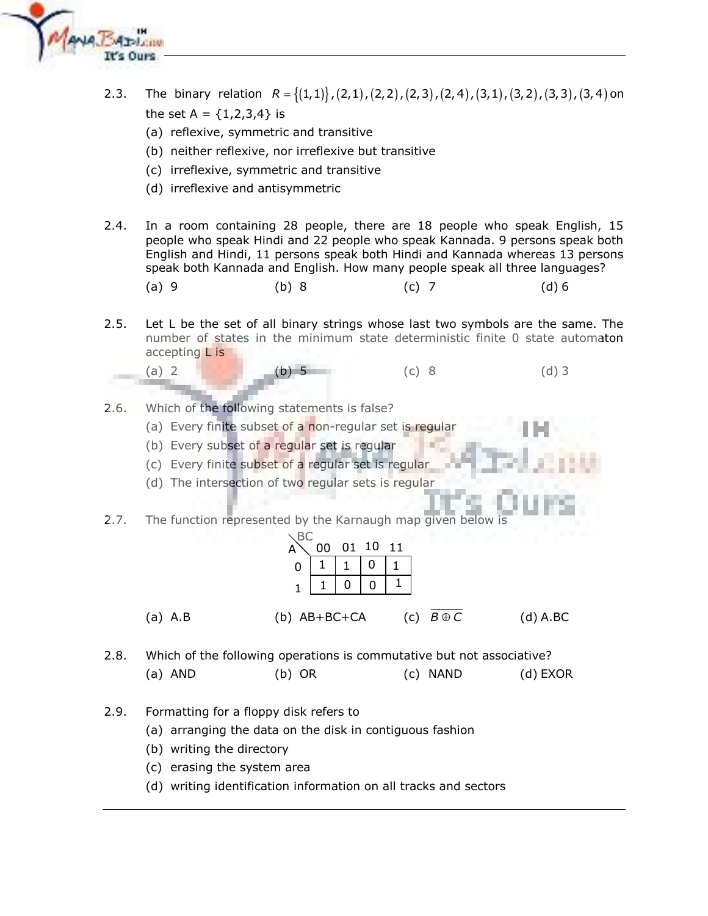2.3. The binary relation $R = \{(1,1)\},(2,1),(2,2),(2,3),(2,4),(3,1),(3,2),(3,3),(3,4)$ on the set A = {1,2,3,4} is

(a) reflexive, symmetric and transitive
(b) neither reflexive, nor irreflexive but transitive
(c) irreflexive, symmetric and transitive
(d) irreflexive and antisymmetric

2.4. In a room containing 28 people, there are 18 people who speak English, 15 people who speak Hindi and 22 people who speak Kannada. 9 persons speak both English and Hindi, 11 persons speak both Hindi and Kannada whereas 13 persons speak both Kannada and English. How many people speak all three languages?

(a) 9 (b) 8 (c) 7 (d) 6

2.5. Let L be the set of all binary strings whose last two symbols are the same. The number of states in the minimum state deterministic finite 0 state automaton accepting L is

(a) 2 (b) 5 (c) 8 (d) 3

2.6. Which of the following statements is false?

(a) Every finite subset of a non-regular set is regular
(b) Every subset of a regular set is regular
(c) Every finite subset of a regular set is regular
(d) The intersection of two regular sets is regular

2.7. The function represented by the Karnaugh map given below is

| A \ BC | 00 | 01 | 10 | 11 |
|---|---|---|---|---|
| 0 | 1 | 1 | 0 | 1 |
| 1 | 1 | 0 | 0 | 1 |

(a) A.B (b) AB+BC+CA (c) $\overline{B \oplus C}$ (d) A.BC

2.8. Which of the following operations is commutative but not associative?

(a) AND (b) OR (c) NAND (d) EXOR

2.9. Formatting for a floppy disk refers to

(a) arranging the data on the disk in contiguous fashion
(b) writing the directory
(c) erasing the system area
(d) writing identification information on all tracks and sectors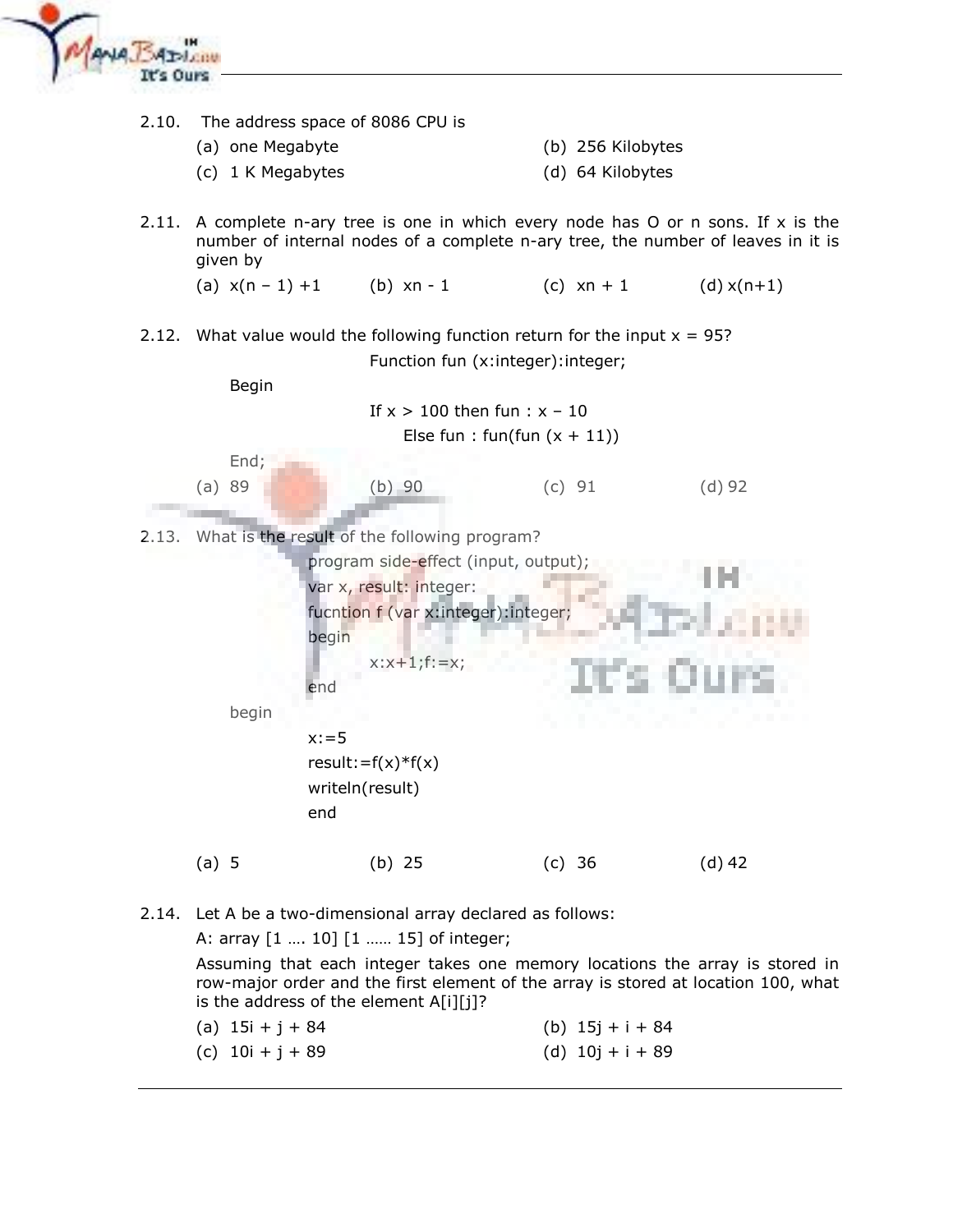2.10. The address space of 8086 CPU is

(a) one Megabyte
(b) 256 Kilobytes
(c) 1 K Megabytes
(d) 64 Kilobytes

2.11. A complete n-ary tree is one in which every node has O or n sons. If x is the number of internal nodes of a complete n-ary tree, the number of leaves in it is given by

(a) $x(n - 1) + 1$
(b) $xn - 1$
(c) $xn + 1$
(d) $x(n+1)$

2.12. What value would the following function return for the input x = 95?

```
Function fun (x:integer):integer;
Begin
    If x > 100 then fun : x – 10
        Else fun : fun(fun (x + 11))
End;
```

(a) 89
(b) 90
(c) 91
(d) 92

2.13. What is the result of the following program?

```
program side-effect (input, output);
var x, result: integer:
fucntion f (var x:integer):integer;
begin
    x:x+1;f:=x;
end
begin
    x:=5
    result:=f(x)*f(x)
    writeln(result)
    end
```

(a) 5
(b) 25
(c) 36
(d) 42

2.14. Let A be a two-dimensional array declared as follows:

A: array [1 …. 10] [1 …… 15] of integer;

Assuming that each integer takes one memory locations the array is stored in row-major order and the first element of the array is stored at location 100, what is the address of the element A[i][j]?

(a) $15i + j + 84$
(b) $15j + i + 84$
(c) $10i + j + 89$
(d) $10j + i + 89$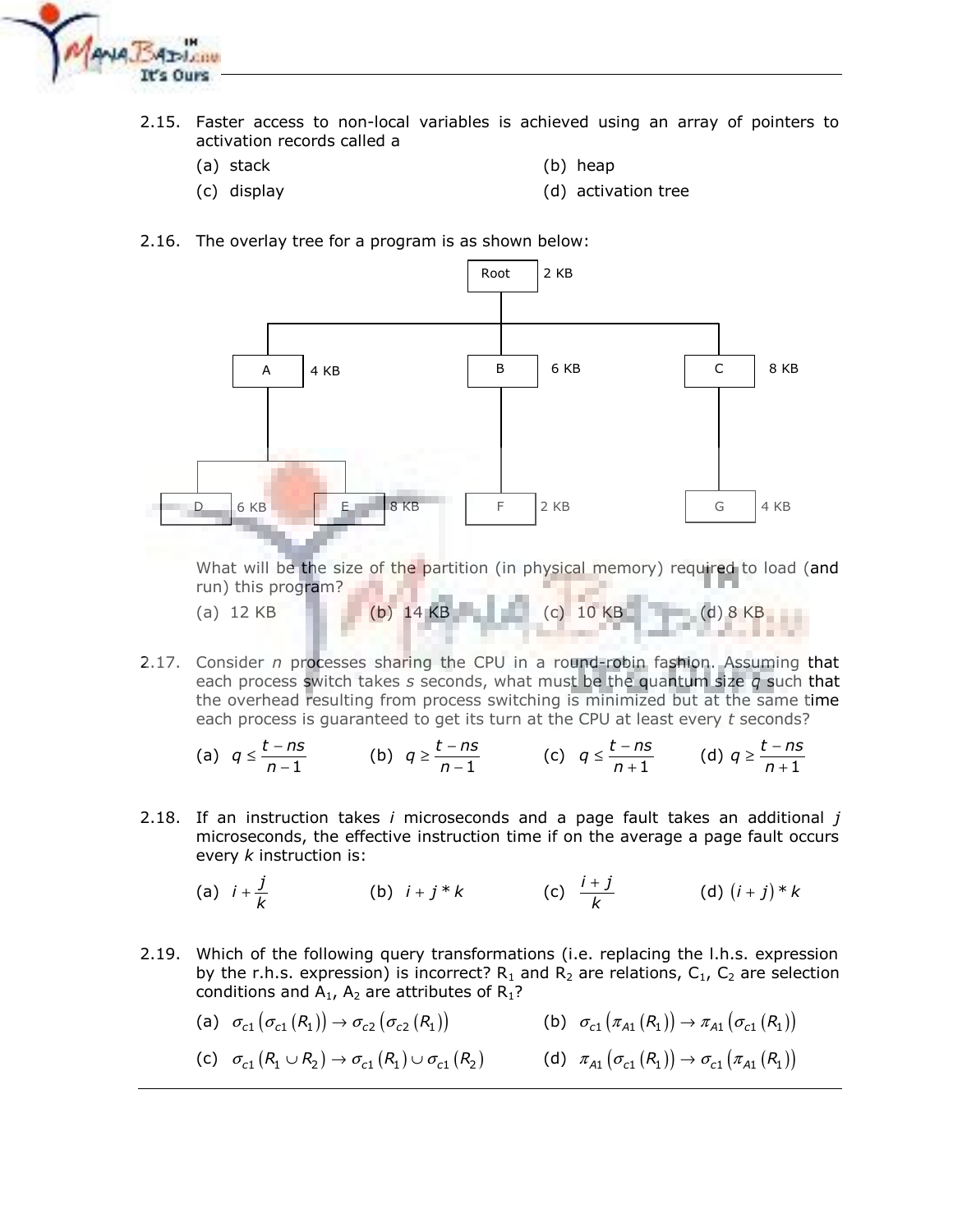2.15. Faster access to non-local variables is achieved using an array of pointers to activation records called a

(a) stack
(b) heap
(c) display
(d) activation tree

2.16. The overlay tree for a program is as shown below:

- Root 2 KB
  - A 4 KB
    - D 6 KB
    - E 8 KB
  - B 6 KB
    - F 2 KB
  - C 8 KB
    - G 4 KB

What will be the size of the partition (in physical memory) required to load (and run) this program?

(a) 12 KB
(b) 14 KB
(c) 10 KB
(d) 8 KB

2.17. Consider $n$ processes sharing the CPU in a round-robin fashion. Assuming that each process switch takes $s$ seconds, what must be the quantum size $q$ such that the overhead resulting from process switching is minimized but at the same time each process is guaranteed to get its turn at the CPU at least every $t$ seconds?

(a) $q \le \frac{t-ns}{n-1}$
(b) $q \ge \frac{t-ns}{n-1}$
(c) $q \le \frac{t-ns}{n+1}$
(d) $q \ge \frac{t-ns}{n+1}$

2.18. If an instruction takes $i$ microseconds and a page fault takes an additional $j$ microseconds, the effective instruction time if on the average a page fault occurs every $k$ instruction is:

(a) $i + \frac{j}{k}$
(b) $i + j * k$
(c) $\frac{i+j}{k}$
(d) $(i+j)*k$

2.19. Which of the following query transformations (i.e. replacing the l.h.s. expression by the r.h.s. expression) is incorrect? $R_1$ and $R_2$ are relations, $C_1$, $C_2$ are selection conditions and $A_1$, $A_2$ are attributes of $R_1$?

(a) $\sigma_{c1}(\sigma_{c1}(R_1)) \rightarrow \sigma_{c2}(\sigma_{c2}(R_1))$
(b) $\sigma_{c1}(\pi_{A1}(R_1)) \rightarrow \pi_{A1}(\sigma_{c1}(R_1))$
(c) $\sigma_{c1}(R_1 \cup R_2) \rightarrow \sigma_{c1}(R_1) \cup \sigma_{c1}(R_2)$
(d) $\pi_{A1}(\sigma_{c1}(R_1)) \rightarrow \sigma_{c1}(\pi_{A1}(R_1))$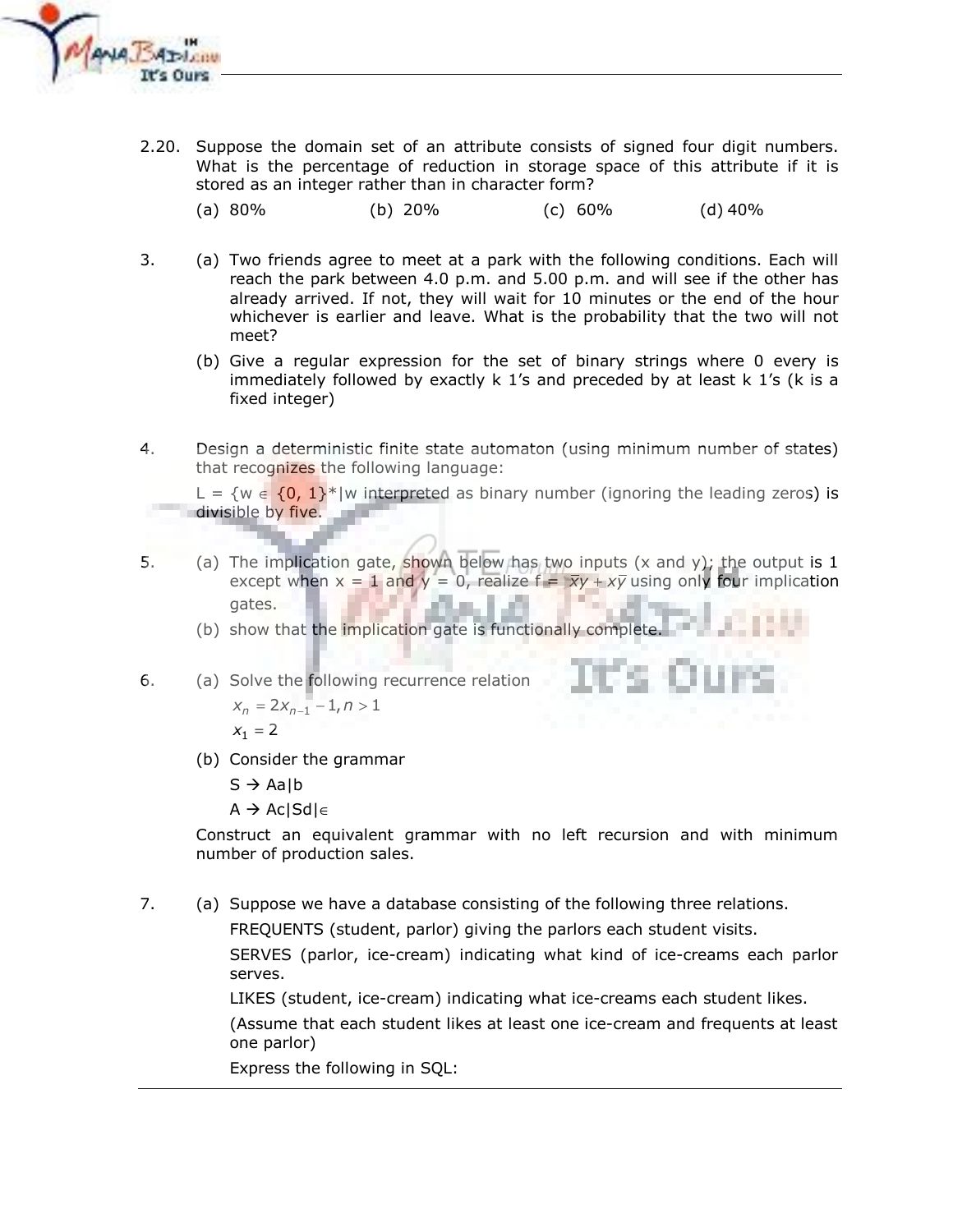2.20. Suppose the domain set of an attribute consists of signed four digit numbers. What is the percentage of reduction in storage space of this attribute if it is stored as an integer rather than in character form?

(a) 80% (b) 20% (c) 60% (d) 40%

3. (a) Two friends agree to meet at a park with the following conditions. Each will reach the park between 4.0 p.m. and 5.00 p.m. and will see if the other has already arrived. If not, they will wait for 10 minutes or the end of the hour whichever is earlier and leave. What is the probability that the two will not meet?

(b) Give a regular expression for the set of binary strings where 0 every is immediately followed by exactly k 1's and preceded by at least k 1's (k is a fixed integer)

4. Design a deterministic finite state automaton (using minimum number of states) that recognizes the following language:

$L = \{w \in \{0, 1\}^* | w$ interpreted as binary number (ignoring the leading zeros) is divisible by five.

5. (a) The implication gate, shown below has two inputs (x and y); the output is 1 except when x = 1 and y = 0, realize $f = \bar{x}y + x\bar{y}$ using only four implication gates.

(b) show that the implication gate is functionally complete.

6. (a) Solve the following recurrence relation

$$x_n = 2x_{n-1} - 1, n > 1$$

$$x_1 = 2$$

(b) Consider the grammar

S → Aa|b

A → Ac|Sd|∈

Construct an equivalent grammar with no left recursion and with minimum number of production sales.

7. (a) Suppose we have a database consisting of the following three relations.

FREQUENTS (student, parlor) giving the parlors each student visits.

SERVES (parlor, ice-cream) indicating what kind of ice-creams each parlor serves.

LIKES (student, ice-cream) indicating what ice-creams each student likes.

(Assume that each student likes at least one ice-cream and frequents at least one parlor)

Express the following in SQL: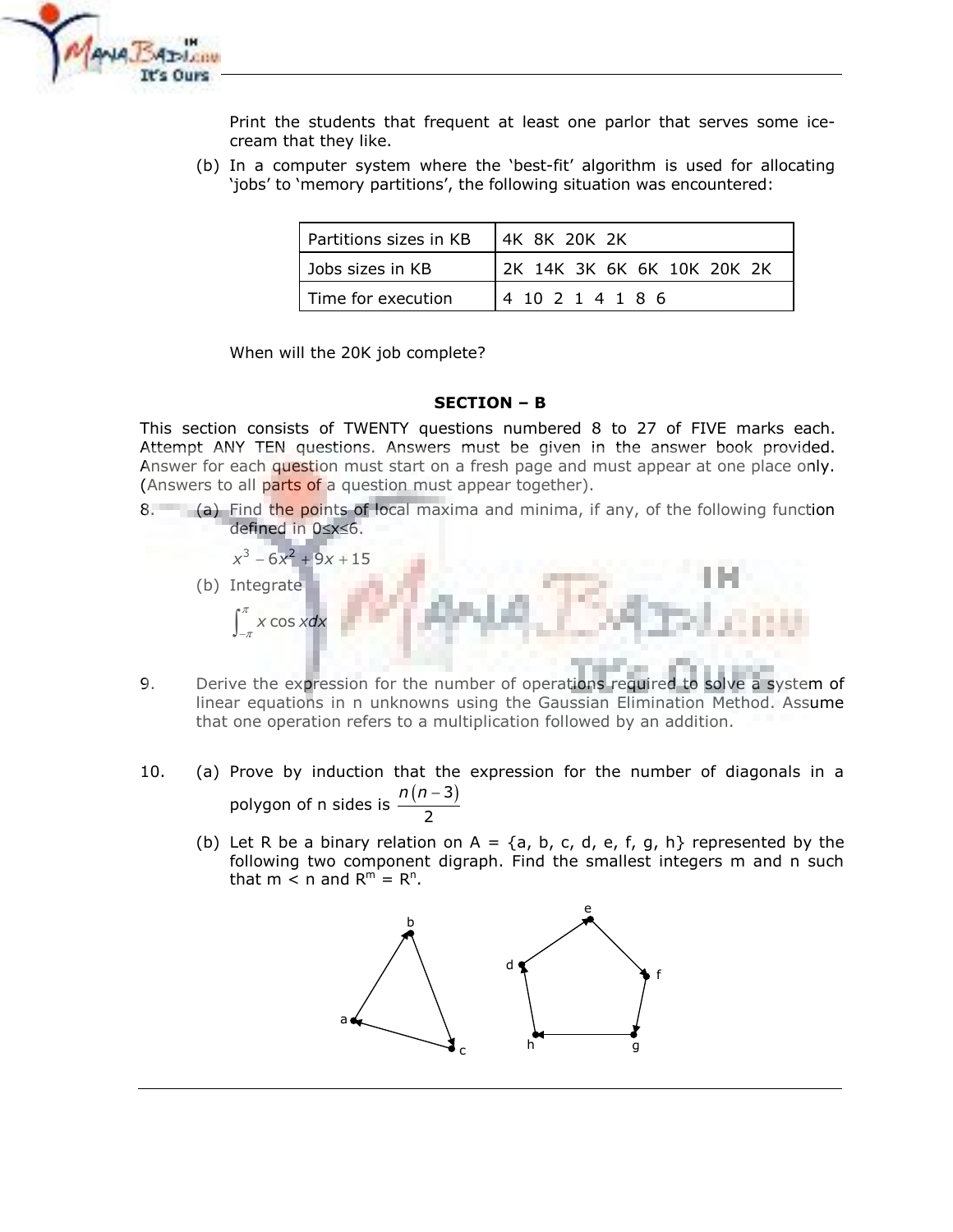Print the students that frequent at least one parlor that serves some ice-cream that they like.

(b) In a computer system where the 'best-fit' algorithm is used for allocating 'jobs' to 'memory partitions', the following situation was encountered:

| Partitions sizes in KB | 4K 8K 20K 2K |
|---|---|
| Jobs sizes in KB | 2K 14K 3K 6K 6K 10K 20K 2K |
| Time for execution | 4 10 2 1 4 1 8 6 |

When will the 20K job complete?

**SECTION – B**

This section consists of TWENTY questions numbered 8 to 27 of FIVE marks each. Attempt ANY TEN questions. Answers must be given in the answer book provided. Answer for each question must start on a fresh page and must appear at one place only. (Answers to all parts of a question must appear together).

8. (a) Find the points of local maxima and minima, if any, of the following function defined in $0 \le x \le 6$.

$$x^3 - 6x^2 + 9x + 15$$

(b) Integrate

$$\int_{-\pi}^{\pi} x \cos x dx$$

9. Derive the expression for the number of operations required to solve a system of linear equations in n unknowns using the Gaussian Elimination Method. Assume that one operation refers to a multiplication followed by an addition.

10. (a) Prove by induction that the expression for the number of diagonals in a polygon of n sides is $\frac{n(n-3)}{2}$

(b) Let R be a binary relation on A = {a, b, c, d, e, f, g, h} represented by the following two component digraph. Find the smallest integers m and n such that m < n and $R^m = R^n$.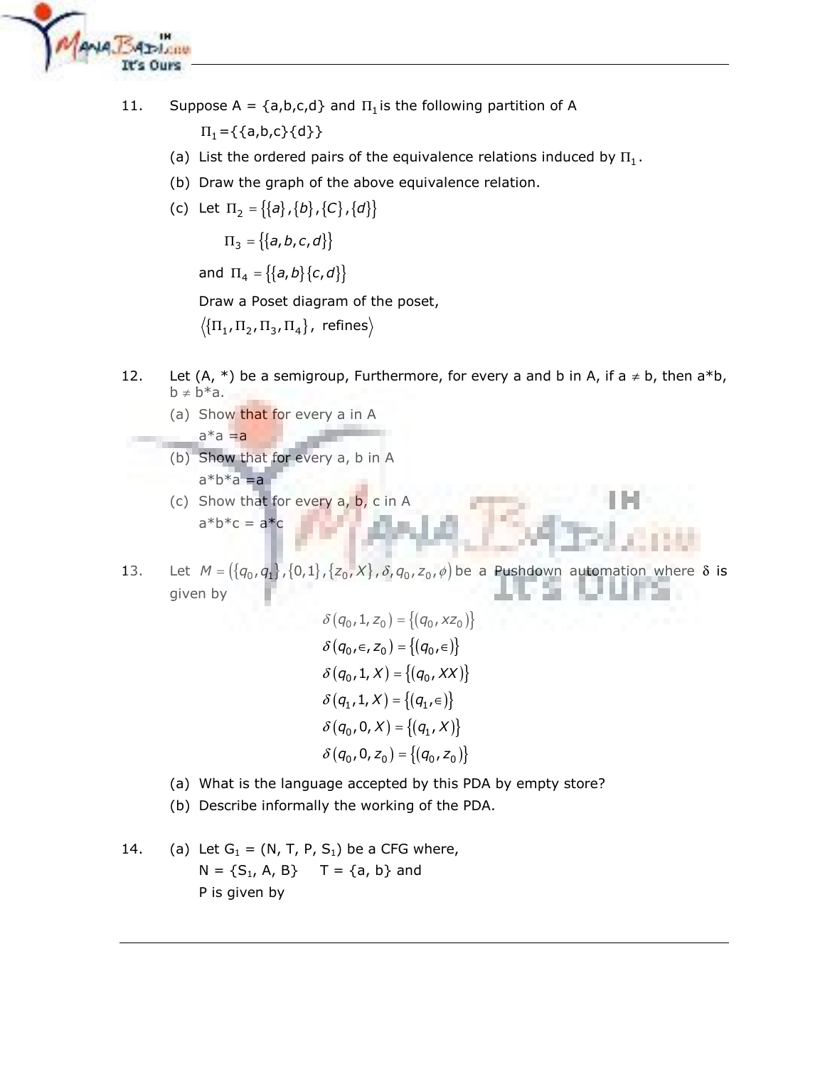11. Suppose A = {a,b,c,d} and $\Pi_1$ is the following partition of A

    $\Pi_1$={{a,b,c}{d}}

    (a) List the ordered pairs of the equivalence relations induced by $\Pi_1$.

    (b) Draw the graph of the above equivalence relation.

    (c) Let $\Pi_2 = \{\{a\},\{b\},\{C\},\{d\}\}$

    $\Pi_3 = \{\{a,b,c,d\}\}$

    and $\Pi_4 = \{\{a,b\}\{c,d\}\}$

    Draw a Poset diagram of the poset,

    $\langle\{\Pi_1,\Pi_2,\Pi_3,\Pi_4\},$ refines$\rangle$

12. Let (A, *) be a semigroup, Furthermore, for every a and b in A, if a ≠ b, then a*b, b ≠ b*a.

    (a) Show that for every a in A

    a*a =a

    (b) Show that for every a, b in A

    a*b*a =a

    (c) Show that for every a, b, c in A

    a*b*c = a*c

13. Let $M = (\{q_0,q_1\},\{0,1\},\{z_0,X\},\delta,q_0,z_0,\phi)$ be a Pushdown automation where δ is given by

$$\delta(q_0,1,z_0) = \{(q_0,xz_0)\}$$
$$\delta(q_0,\in,z_0) = \{(q_0,\in)\}$$
$$\delta(q_0,1,X) = \{(q_0,XX)\}$$
$$\delta(q_1,1,X) = \{(q_1,\in)\}$$
$$\delta(q_0,0,X) = \{(q_1,X)\}$$
$$\delta(q_0,0,z_0) = \{(q_0,z_0)\}$$

    (a) What is the language accepted by this PDA by empty store?

    (b) Describe informally the working of the PDA.

14. (a) Let $G_1 = (N, T, P, S_1)$ be a CFG where,

    $N = \{S_1, A, B\}$ T = {a, b} and

    P is given by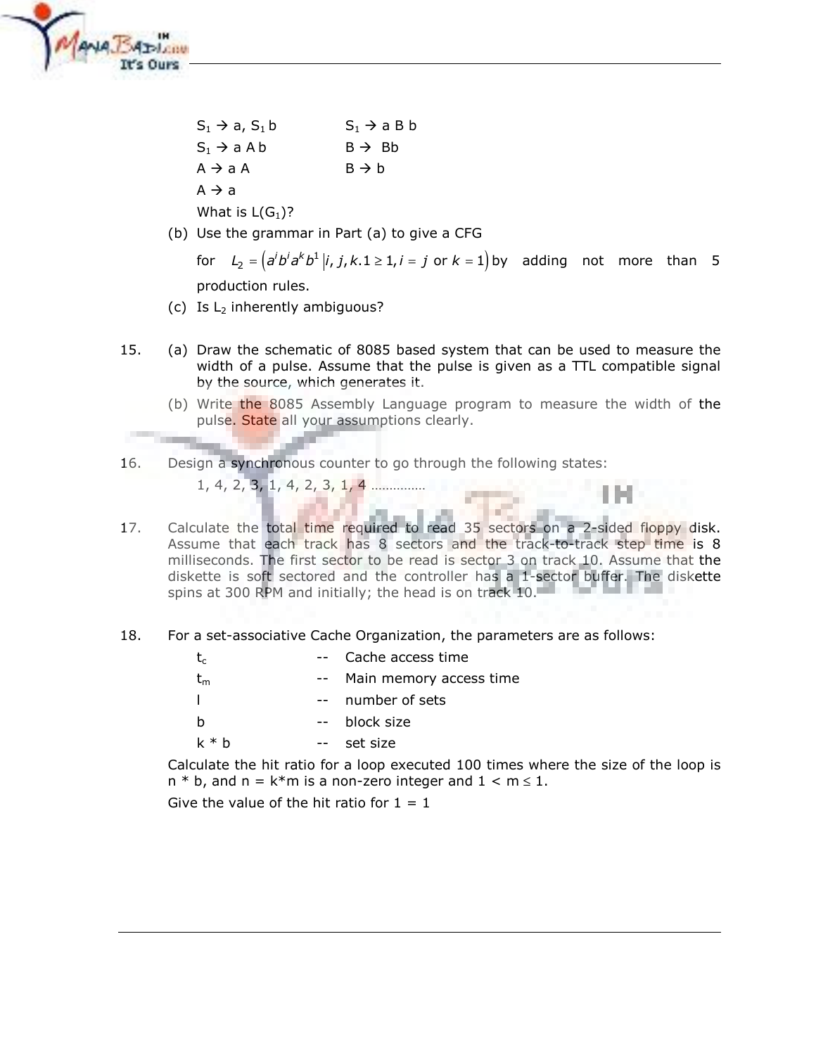$S_1 \rightarrow a, S_1 b$ $\quad\quad$ $S_1 \rightarrow a B b$

$S_1 \rightarrow a A b$ $\quad\quad$ $B \rightarrow Bb$

$A \rightarrow a A$ $\quad\quad$ $B \rightarrow b$

$A \rightarrow a$

What is $L(G_1)$?

(b) Use the grammar in Part (a) to give a CFG for $L_2 = \left(a^i b^i a^k b^1 \,|\, i, j, k.1 \geq 1, i = j \text{ or } k = 1\right)$ by adding not more than 5 production rules.

(c) Is $L_2$ inherently ambiguous?

15. (a) Draw the schematic of 8085 based system that can be used to measure the width of a pulse. Assume that the pulse is given as a TTL compatible signal by the source, which generates it.

(b) Write the 8085 Assembly Language program to measure the width of the pulse. State all your assumptions clearly.

16. Design a synchronous counter to go through the following states:

1, 4, 2, 3, 1, 4, 2, 3, 1, 4 ……………

17. Calculate the total time required to read 35 sectors on a 2-sided floppy disk. Assume that each track has 8 sectors and the track-to-track step time is 8 milliseconds. The first sector to be read is sector 3 on track 10. Assume that the diskette is soft sectored and the controller has a 1-sector buffer. The diskette spins at 300 RPM and initially; the head is on track 10.

18. For a set-associative Cache Organization, the parameters are as follows:

| | | |
|---|---|---|
| $t_c$ | -- | Cache access time |
| $t_m$ | -- | Main memory access time |
| l | -- | number of sets |
| b | -- | block size |
| k * b | -- | set size |

Calculate the hit ratio for a loop executed 100 times where the size of the loop is n * b, and n = k*m is a non-zero integer and $1 < m \leq 1$.

Give the value of the hit ratio for 1 = 1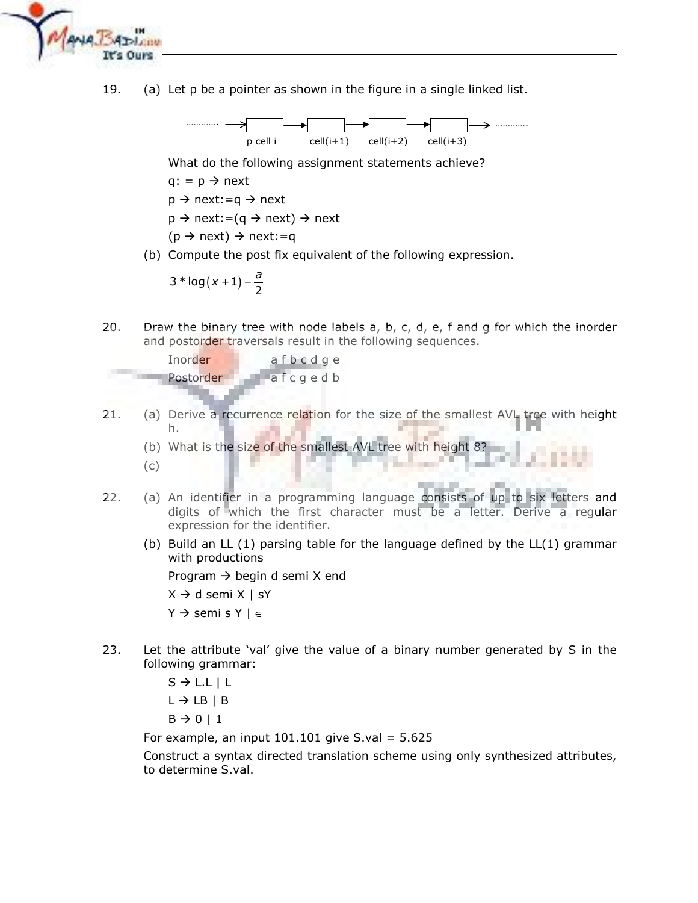19. (a) Let p be a pointer as shown in the figure in a single linked list.

 ………… → [ ] → [ ] → [ ] → [ ] → …………

 p cell i    cell(i+1)    cell(i+2)    cell(i+3)

 What do the following assignment statements achieve?

 q: = p → next

 p → next:=q → next

 p → next:=(q → next) → next

 (p → next) → next:=q

 (b) Compute the post fix equivalent of the following expression.

 $$3 * \log(x+1) - \frac{a}{2}$$

20. Draw the binary tree with node labels a, b, c, d, e, f and g for which the inorder and postorder traversals result in the following sequences.

 Inorder    a f b c d g e

 Postorder    a f c g e d b

21. (a) Derive a recurrence relation for the size of the smallest AVL tree with height h.

 (b) What is the size of the smallest AVL tree with height 8?

 (c)

22. (a) An identifier in a programming language consists of up to six letters and digits of which the first character must be a letter. Derive a regular expression for the identifier.

 (b) Build an LL (1) parsing table for the language defined by the LL(1) grammar with productions

 Program → begin d semi X end

 X → d semi X | sY

 Y → semi s Y | ∈

23. Let the attribute 'val' give the value of a binary number generated by S in the following grammar:

 S → L.L | L

 L → LB | B

 B → 0 | 1

 For example, an input 101.101 give S.val = 5.625

 Construct a syntax directed translation scheme using only synthesized attributes, to determine S.val.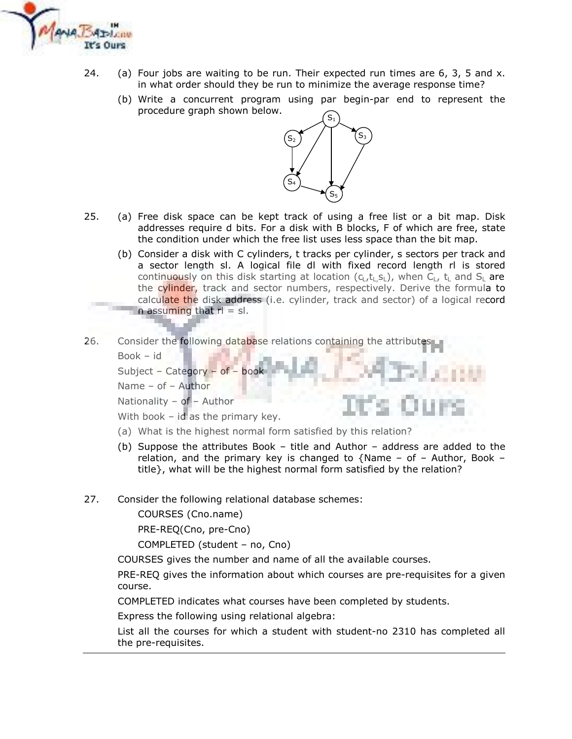24. (a) Four jobs are waiting to be run. Their expected run times are 6, 3, 5 and x. in what order should they be run to minimize the average response time?

(b) Write a concurrent program using par begin-par end to represent the procedure graph shown below.

$S_1$

$S_2$

$S_3$

$S_4$

$S_5$

25. (a) Free disk space can be kept track of using a free list or a bit map. Disk addresses require d bits. For a disk with B blocks, F of which are free, state the condition under which the free list uses less space than the bit map.

(b) Consider a disk with C cylinders, t tracks per cylinder, s sectors per track and a sector length sl. A logical file dl with fixed record length rl is stored continuously on this disk starting at location ($c_L$,$t_L$,$s_L$), when $C_L$, $t_L$ and $S_L$ are the cylinder, track and sector numbers, respectively. Derive the formula to calculate the disk address (i.e. cylinder, track and sector) of a logical record n assuming that rl = sl.

26. Consider the following database relations containing the attributes

Book – id

Subject – Category – of – book

Name – of – Author

Nationality – of – Author

With book – id as the primary key.

(a) What is the highest normal form satisfied by this relation?

(b) Suppose the attributes Book – title and Author – address are added to the relation, and the primary key is changed to {Name – of – Author, Book – title}, what will be the highest normal form satisfied by the relation?

27. Consider the following relational database schemes:

COURSES (Cno.name)

PRE-REQ(Cno, pre-Cno)

COMPLETED (student – no, Cno)

COURSES gives the number and name of all the available courses.

PRE-REQ gives the information about which courses are pre-requisites for a given course.

COMPLETED indicates what courses have been completed by students.

Express the following using relational algebra:

List all the courses for which a student with student-no 2310 has completed all the pre-requisites.